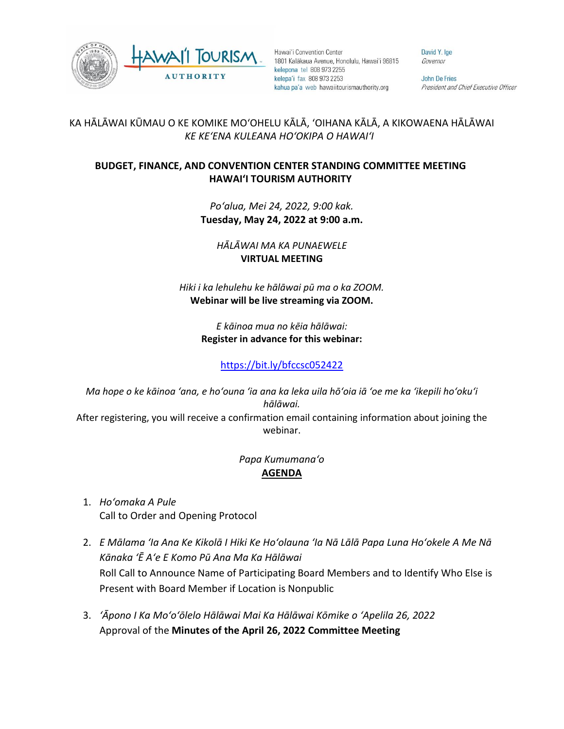Hawai'i Convention Center
1801 Kalākaua Avenue, Honolulu, Hawai'i 96815
kelepona tel 808 973 2255
kelepa'i fax 808 973 2253
kahua pa'a web hawaiitourismauthority.org

David Y. Ige
*Governor*

John De Fries
*President and Chief Executive Officer*

KA HĀLĀWAI KŪMAU O KE KOMIKE MOʻOHELU KĀLĀ, ʻOIHANA KĀLĀ, A KIKOWAENA HĀLĀWAI
*KE KEʻENA KULEANA HOʻOKIPA O HAWAIʻI*

# BUDGET, FINANCE, AND CONVENTION CENTER STANDING COMMITTEE MEETING
# HAWAIʻI TOURISM AUTHORITY

*Poʻalua, Mei 24, 2022, 9:00 kak.*
**Tuesday, May 24, 2022 at 9:00 a.m.**

*HĀLĀWAI MA KA PUNAEWELE*
**VIRTUAL MEETING**

*Hiki i ka lehulehu ke hālāwai pū ma o ka ZOOM.*
**Webinar will be live streaming via ZOOM.**

*E kāinoa mua no kēia hālāwai:*
**Register in advance for this webinar:**

https://bit.ly/bfccsc052422

*Ma hope o ke kāinoa ʻana, e hoʻouna ʻia ana ka leka uila hōʻoia iā ʻoe me ka ʻikepili hoʻokuʻi hālāwai.*
After registering, you will receive a confirmation email containing information about joining the webinar.

*Papa Kumumanaʻo*
**AGENDA**

1. *Hoʻomaka A Pule*
   Call to Order and Opening Protocol

2. *E Mālama ʻIa Ana Ke Kikolā I Hiki Ke Hoʻolauna ʻIa Nā Lālā Papa Luna Hoʻokele A Me Nā Kānaka ʻĒ Aʻe E Komo Pū Ana Ma Ka Hālāwai*
   Roll Call to Announce Name of Participating Board Members and to Identify Who Else is Present with Board Member if Location is Nonpublic

3. *ʻĀpono I Ka Moʻoʻōlelo Hālāwai Mai Ka Hālāwai Kōmike o ʻApelila 26, 2022*
   Approval of the **Minutes of the April 26, 2022 Committee Meeting**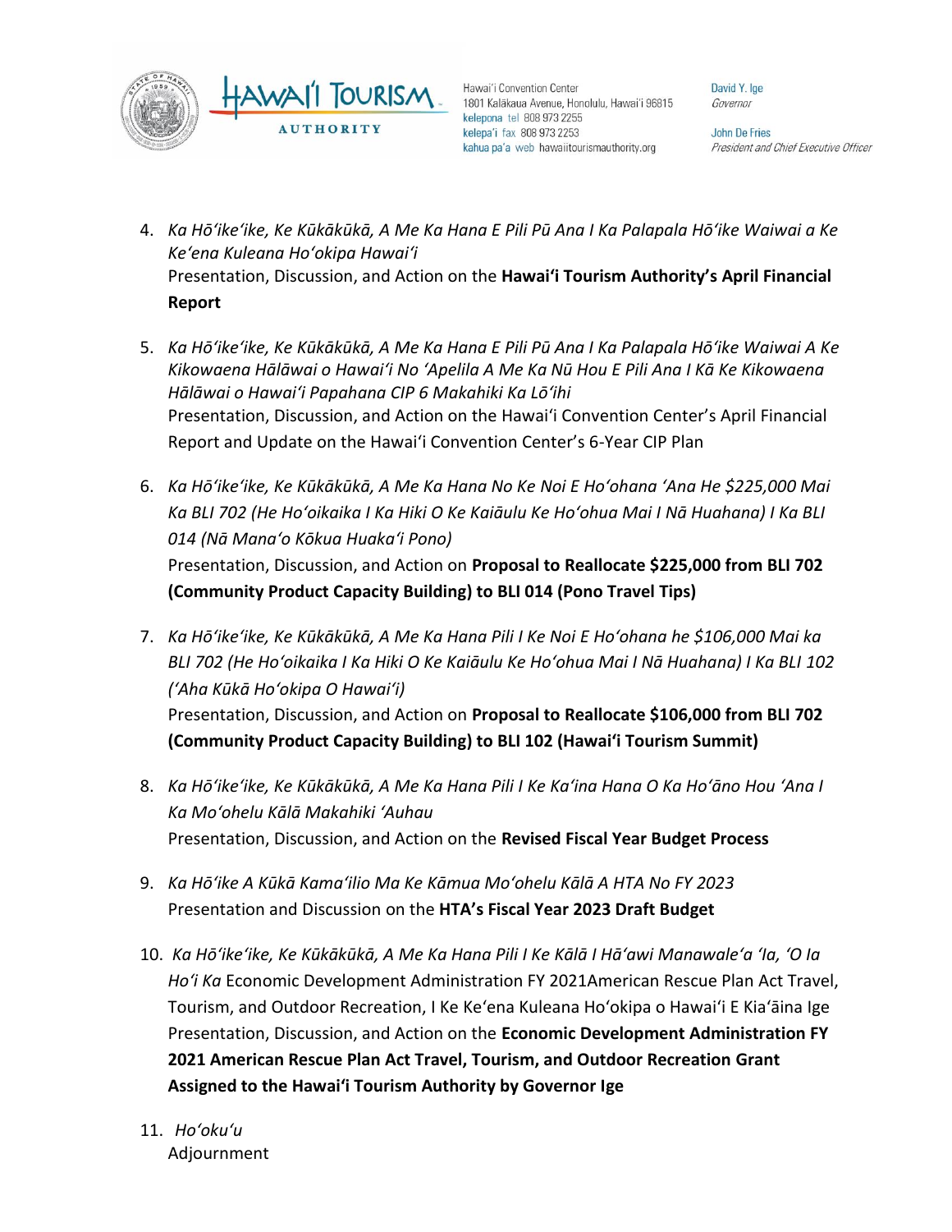4. *Ka Hōʻikeʻike, Ke Kūkākūkā, A Me Ka Hana E Pili Pū Ana I Ka Palapala Hōʻike Waiwai a Ke Keʻena Kuleana Hoʻokipa Hawaiʻi*
   Presentation, Discussion, and Action on the **Hawaiʻi Tourism Authority's April Financial Report**

5. *Ka Hōʻikeʻike, Ke Kūkākūkā, A Me Ka Hana E Pili Pū Ana I Ka Palapala Hōʻike Waiwai A Ke Kikowaena Hālāwai o Hawaiʻi No ʻApelila A Me Ka Nū Hou E Pili Ana I Kā Ke Kikowaena Hālāwai o Hawaiʻi Papahana CIP 6 Makahiki Ka Lōʻihi*
   Presentation, Discussion, and Action on the Hawaiʻi Convention Center's April Financial Report and Update on the Hawaiʻi Convention Center's 6-Year CIP Plan

6. *Ka Hōʻikeʻike, Ke Kūkākūkā, A Me Ka Hana No Ke Noi E Hoʻohana ʻAna He $225,000 Mai Ka BLI 702 (He Hoʻoikaika I Ka Hiki O Ke Kaiāulu Ke Hoʻohua Mai I Nā Huahana) I Ka BLI 014 (Nā Manaʻo Kōkua Huakaʻi Pono)*
   Presentation, Discussion, and Action on **Proposal to Reallocate $225,000 from BLI 702 (Community Product Capacity Building) to BLI 014 (Pono Travel Tips)**

7. *Ka Hōʻikeʻike, Ke Kūkākūkā, A Me Ka Hana Pili I Ke Noi E Hoʻohana he $106,000 Mai ka BLI 702 (He Hoʻoikaika I Ka Hiki O Ke Kaiāulu Ke Hoʻohua Mai I Nā Huahana) I Ka BLI 102 (ʻAha Kūkā Hoʻokipa O Hawaiʻi)*
   Presentation, Discussion, and Action on **Proposal to Reallocate $106,000 from BLI 702 (Community Product Capacity Building) to BLI 102 (Hawaiʻi Tourism Summit)**

8. *Ka Hōʻikeʻike, Ke Kūkākūkā, A Me Ka Hana Pili I Ke Kaʻina Hana O Ka Hoʻāno Hou ʻAna I Ka Moʻohelu Kālā Makahiki ʻAuhau*
   Presentation, Discussion, and Action on the **Revised Fiscal Year Budget Process**

9. *Ka Hōʻike A Kūkā Kamaʻilio Ma Ke Kāmua Moʻohelu Kālā A HTA No FY 2023*
   Presentation and Discussion on the **HTA's Fiscal Year 2023 Draft Budget**

10. *Ka Hōʻikeʻike, Ke Kūkākūkā, A Me Ka Hana Pili I Ke Kālā I Hāʻawi Manawaleʻa ʻIa, ʻO Ia Hoʻi Ka* Economic Development Administration FY 2021American Rescue Plan Act Travel, Tourism, and Outdoor Recreation, I Ke Keʻena Kuleana Hoʻokipa o Hawaiʻi E Kiaʻāina Ige
    Presentation, Discussion, and Action on the **Economic Development Administration FY 2021 American Rescue Plan Act Travel, Tourism, and Outdoor Recreation Grant Assigned to the Hawaiʻi Tourism Authority by Governor Ige**

11. *Hoʻokuʻu*
    Adjournment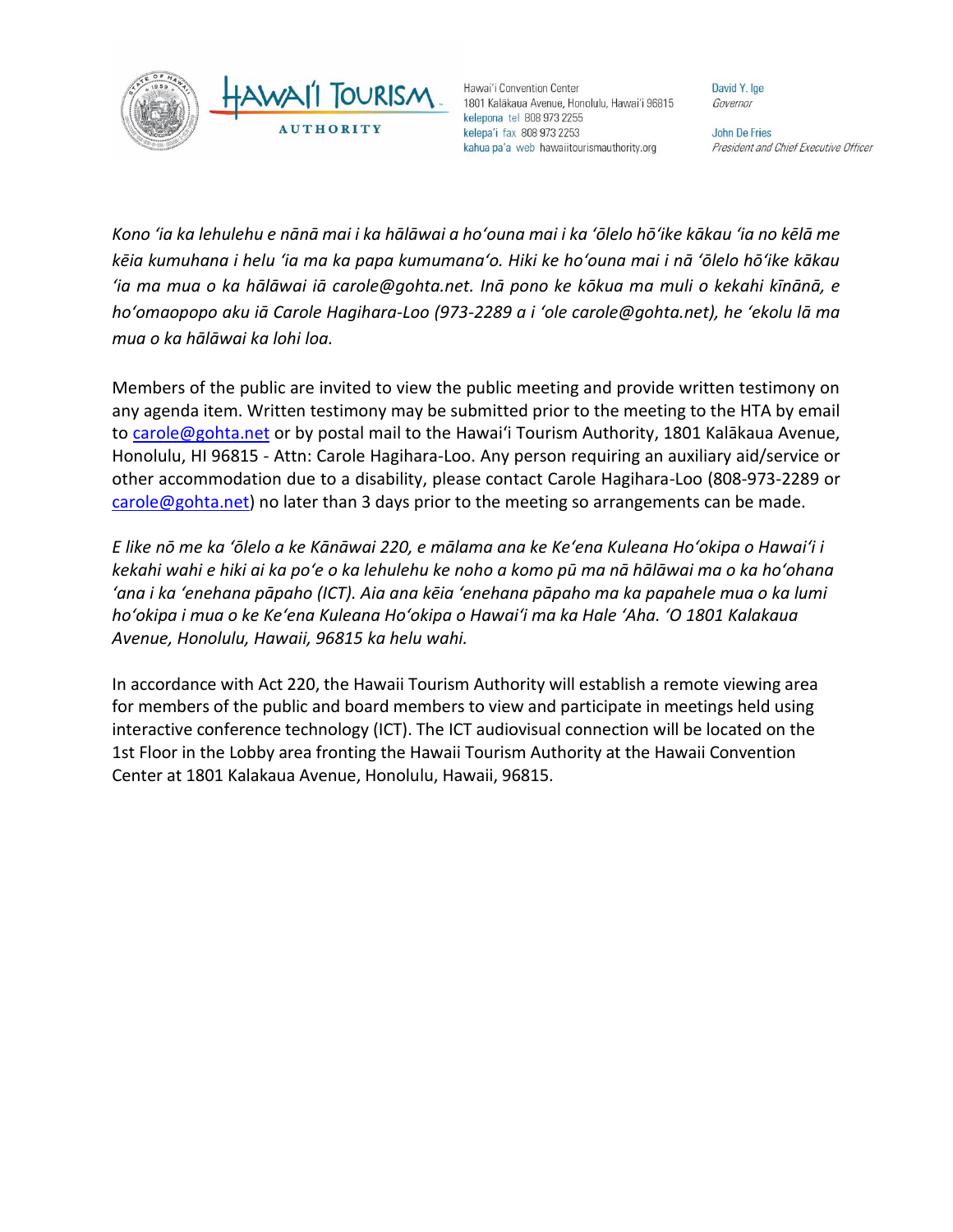Hawaiʻi Convention Center
1801 Kalākaua Avenue, Honolulu, Hawaiʻi 96815
kelepona tel 808 973 2255
kelepaʻi fax 808 973 2253
kahua paʻa web hawaiitourismauthority.org

David Y. Ige
*Governor*

John De Fries
*President and Chief Executive Officer*

*Kono ʻia ka lehulehu e nānā mai i ka hālāwai a hoʻouna mai i ka ʻōlelo hōʻike kākau ʻia no kēlā me kēia kumuhana i helu ʻia ma ka papa kumumanaʻo. Hiki ke hoʻouna mai i nā ʻōlelo hōʻike kākau ʻia ma mua o ka hālāwai iā carole@gohta.net. Inā pono ke kōkua ma muli o kekahi kīnānā, e hoʻomaopopo aku iā Carole Hagihara-Loo (973-2289 a i ʻole carole@gohta.net), he ʻekolu lā ma mua o ka hālāwai ka lohi loa.*

Members of the public are invited to view the public meeting and provide written testimony on any agenda item. Written testimony may be submitted prior to the meeting to the HTA by email to carole@gohta.net or by postal mail to the Hawaiʻi Tourism Authority, 1801 Kalākaua Avenue, Honolulu, HI 96815 - Attn: Carole Hagihara-Loo. Any person requiring an auxiliary aid/service or other accommodation due to a disability, please contact Carole Hagihara-Loo (808-973-2289 or carole@gohta.net) no later than 3 days prior to the meeting so arrangements can be made.

*E like nō me ka ʻōlelo a ke Kānāwai 220, e mālama ana ke Keʻena Kuleana Hoʻokipa o Hawaiʻi i kekahi wahi e hiki ai ka poʻe o ka lehulehu ke noho a komo pū ma nā hālāwai ma o ka hoʻohana ʻana i ka ʻenehana pāpaho (ICT). Aia ana kēia ʻenehana pāpaho ma ka papahele mua o ka lumi hoʻokipa i mua o ke Keʻena Kuleana Hoʻokipa o Hawaiʻi ma ka Hale ʻAha. ʻO 1801 Kalakaua Avenue, Honolulu, Hawaii, 96815 ka helu wahi.*

In accordance with Act 220, the Hawaii Tourism Authority will establish a remote viewing area for members of the public and board members to view and participate in meetings held using interactive conference technology (ICT). The ICT audiovisual connection will be located on the 1st Floor in the Lobby area fronting the Hawaii Tourism Authority at the Hawaii Convention Center at 1801 Kalakaua Avenue, Honolulu, Hawaii, 96815.